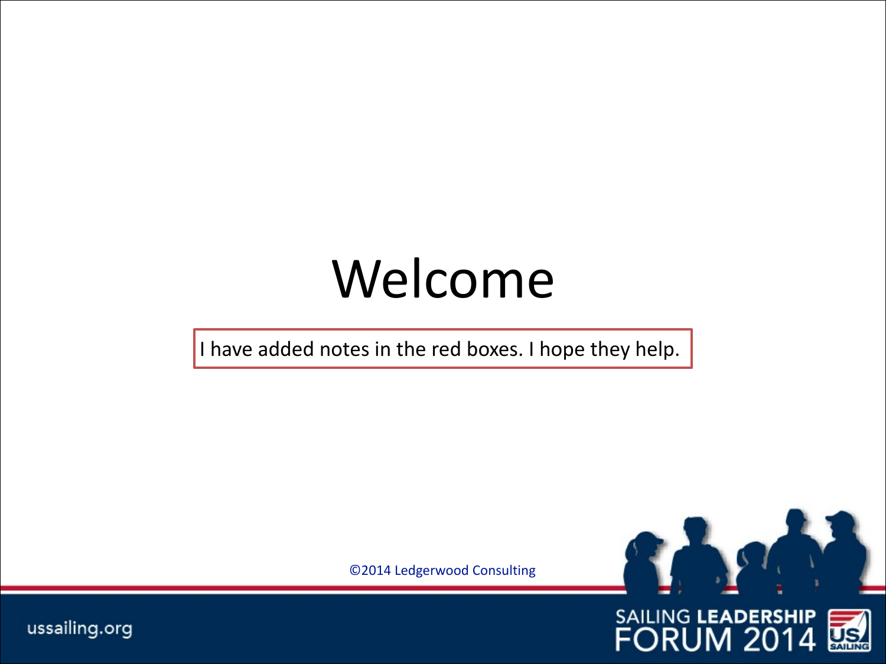# Welcome

I have added notes in the red boxes. I hope they help.

©2014 Ledgerwood Consulting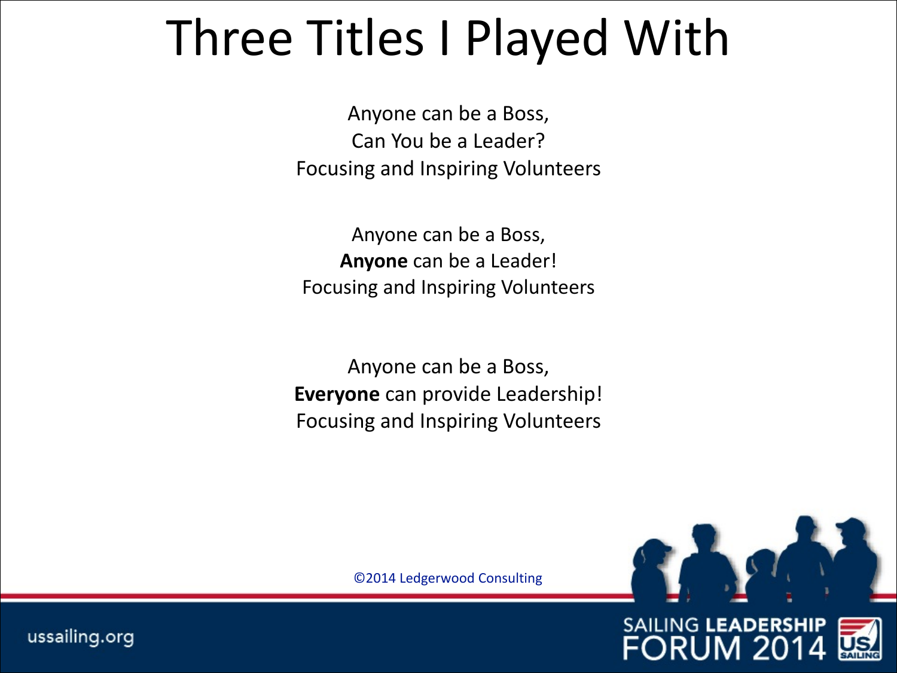# Three Titles I Played With

Anyone can be a Boss,
Can You be a Leader?
Focusing and Inspiring Volunteers

Anyone can be a Boss,
**Anyone** can be a Leader!
Focusing and Inspiring Volunteers

Anyone can be a Boss,
**Everyone** can provide Leadership!
Focusing and Inspiring Volunteers

©2014 Ledgerwood Consulting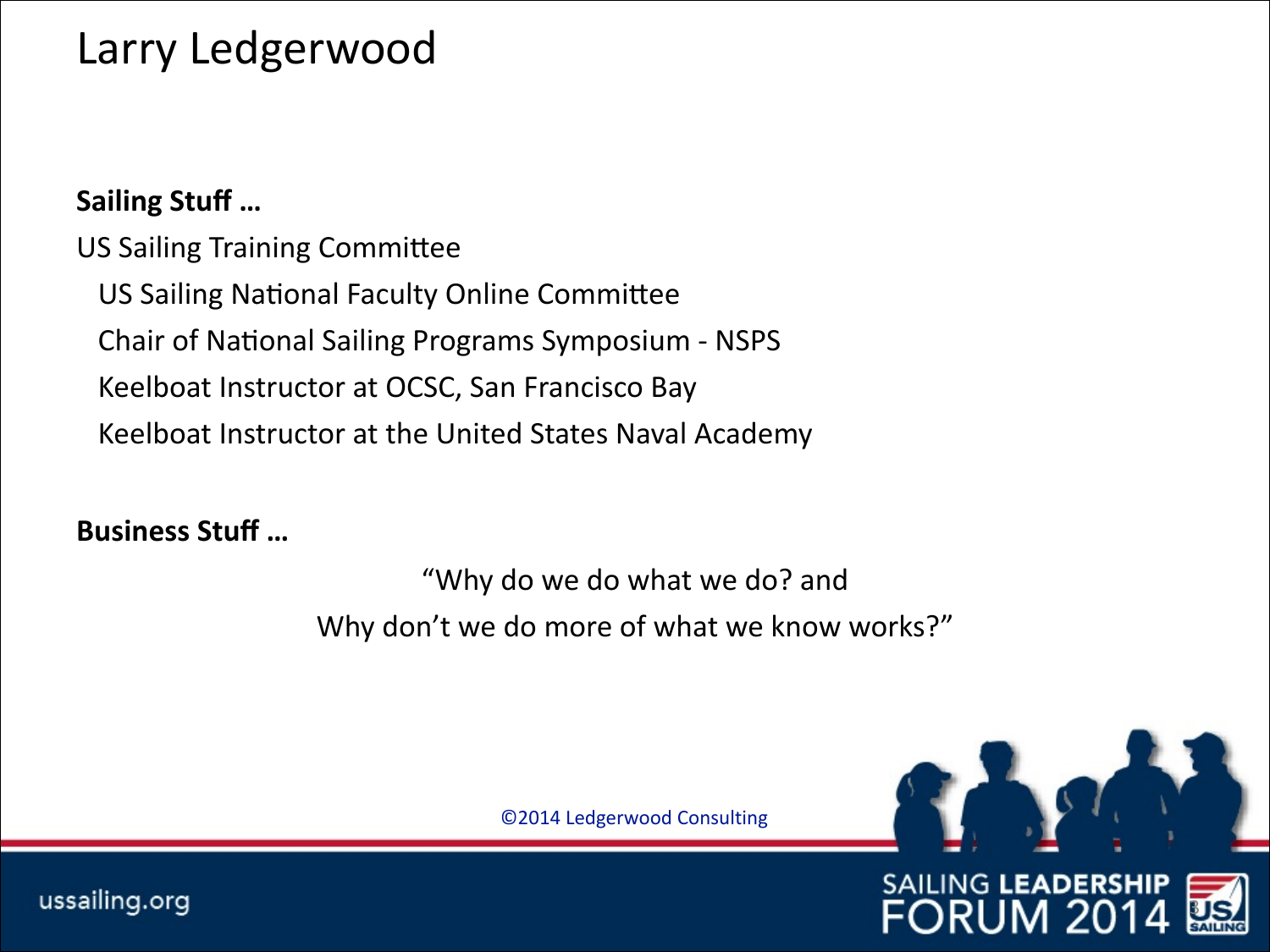# Larry Ledgerwood

**Sailing Stuff …**

US Sailing Training Committee

- US Sailing National Faculty Online Committee
- Chair of National Sailing Programs Symposium - NSPS
- Keelboat Instructor at OCSC, San Francisco Bay
- Keelboat Instructor at the United States Naval Academy

**Business Stuff …**

"Why do we do what we do? and
Why don't we do more of what we know works?"

©2014 Ledgerwood Consulting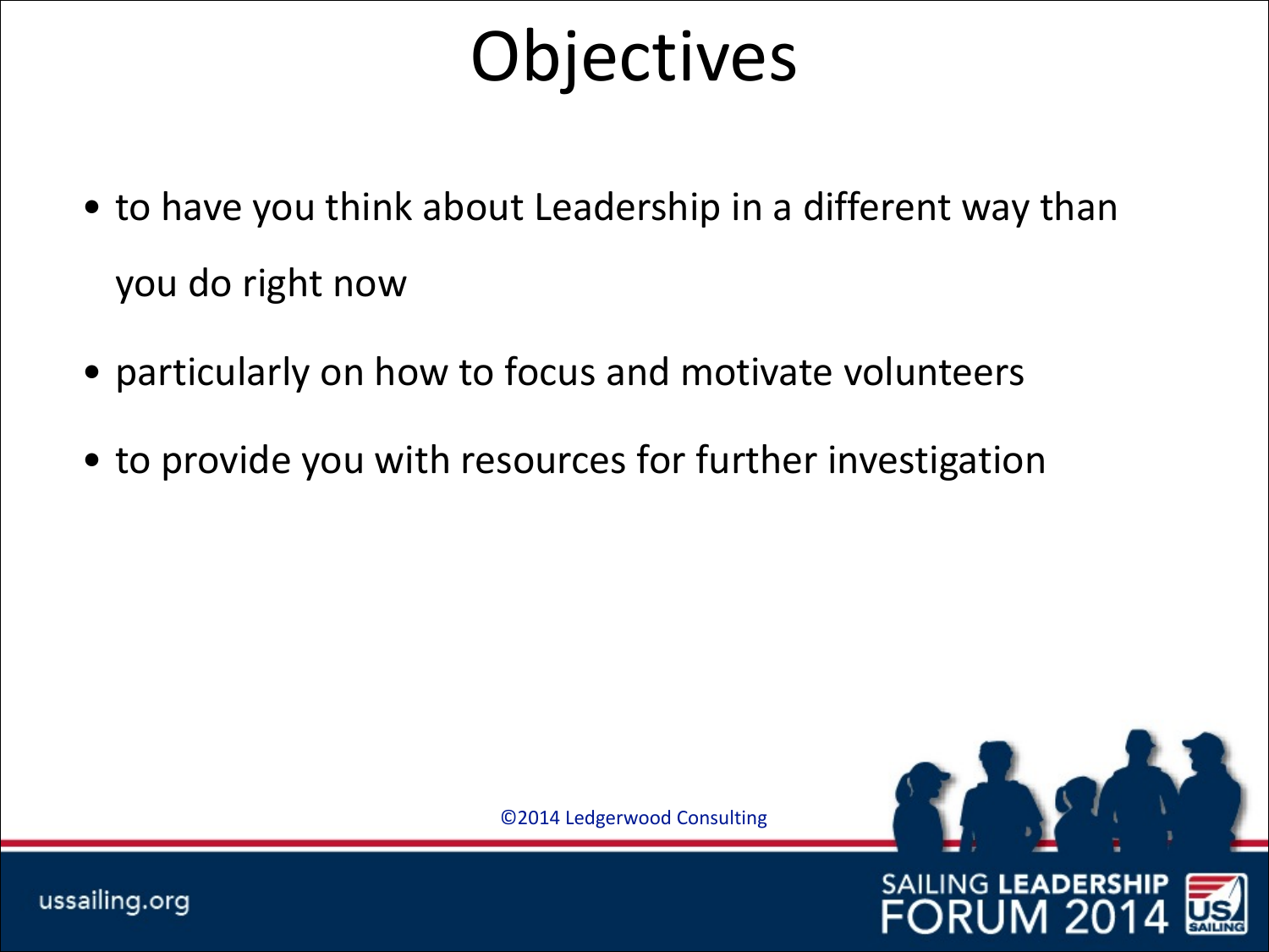# Objectives

- to have you think about Leadership in a different way than you do right now
- particularly on how to focus and motivate volunteers
- to provide you with resources for further investigation

©2014 Ledgerwood Consulting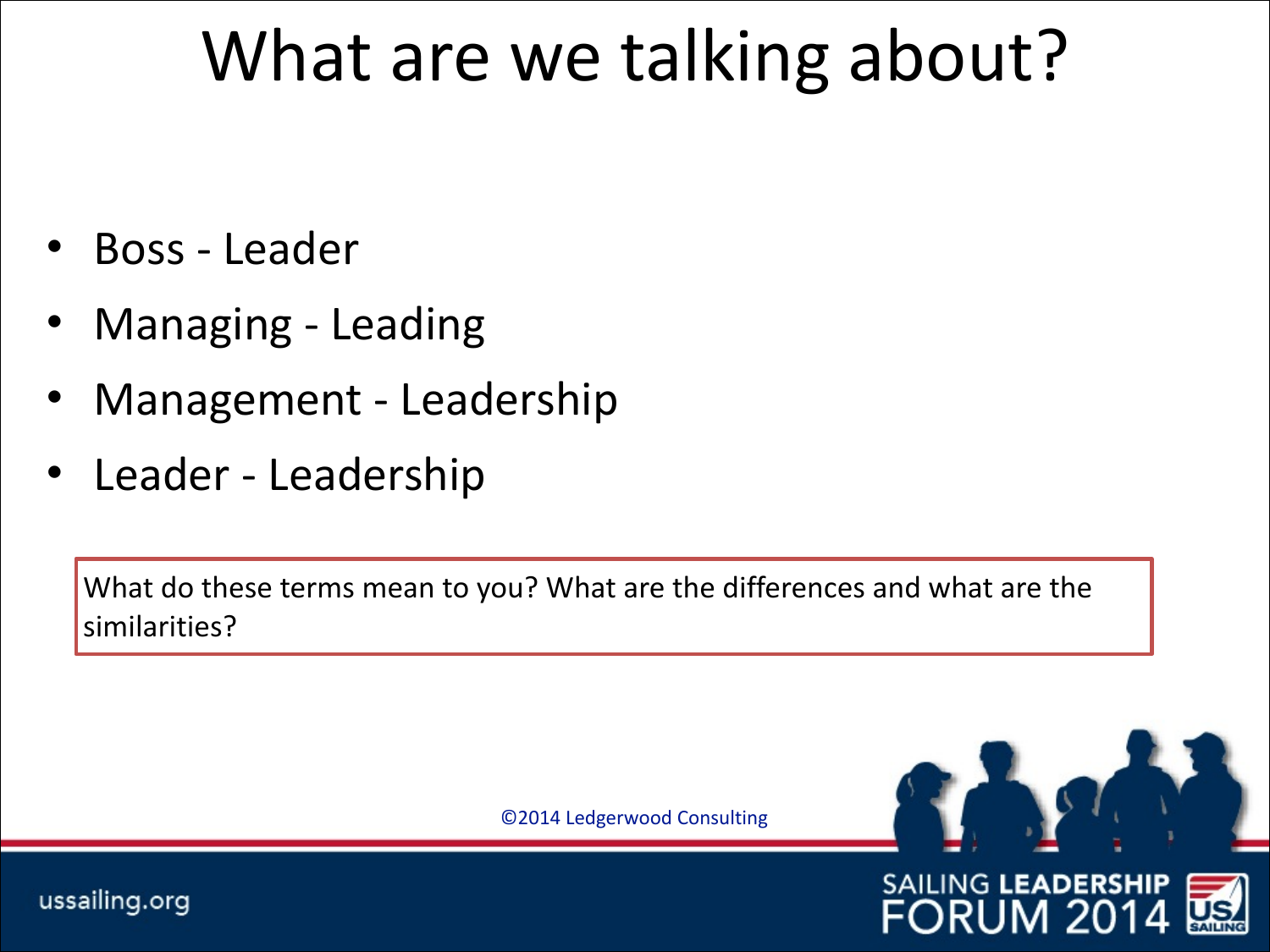# What are we talking about?

- Boss - Leader
- Managing - Leading
- Management - Leadership
- Leader - Leadership

What do these terms mean to you? What are the differences and what are the similarities?

©2014 Ledgerwood Consulting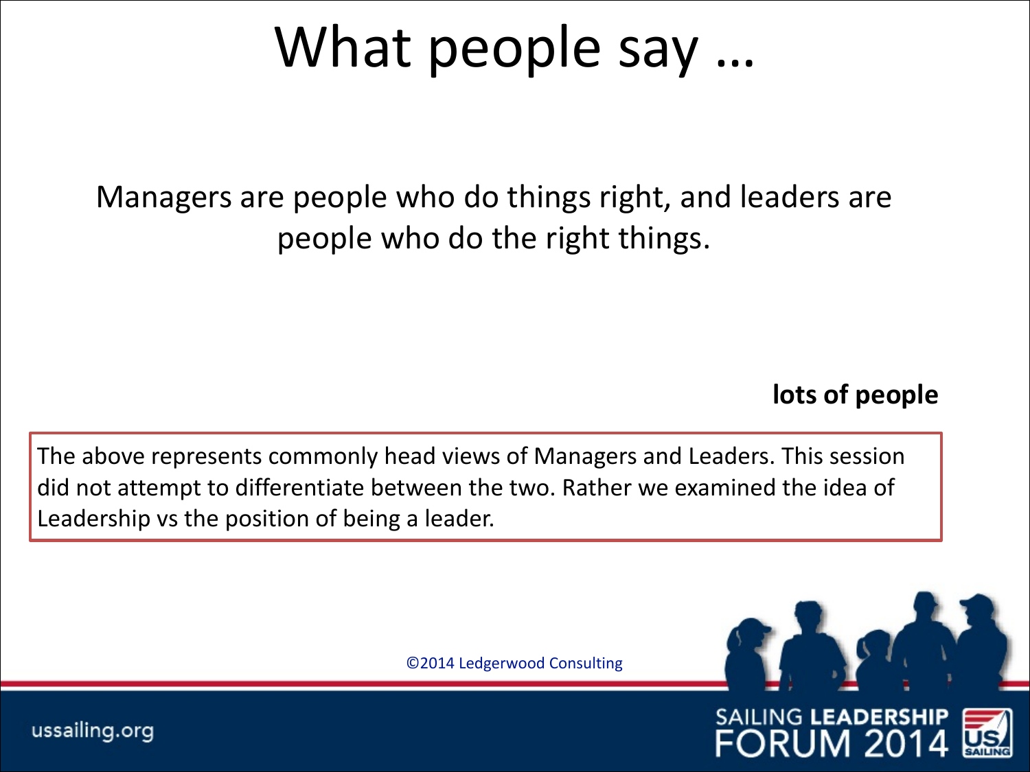# What people say …

Managers are people who do things right, and leaders are people who do the right things.

**lots of people**

The above represents commonly head views of Managers and Leaders. This session did not attempt to differentiate between the two. Rather we examined the idea of Leadership vs the position of being a leader.

©2014 Ledgerwood Consulting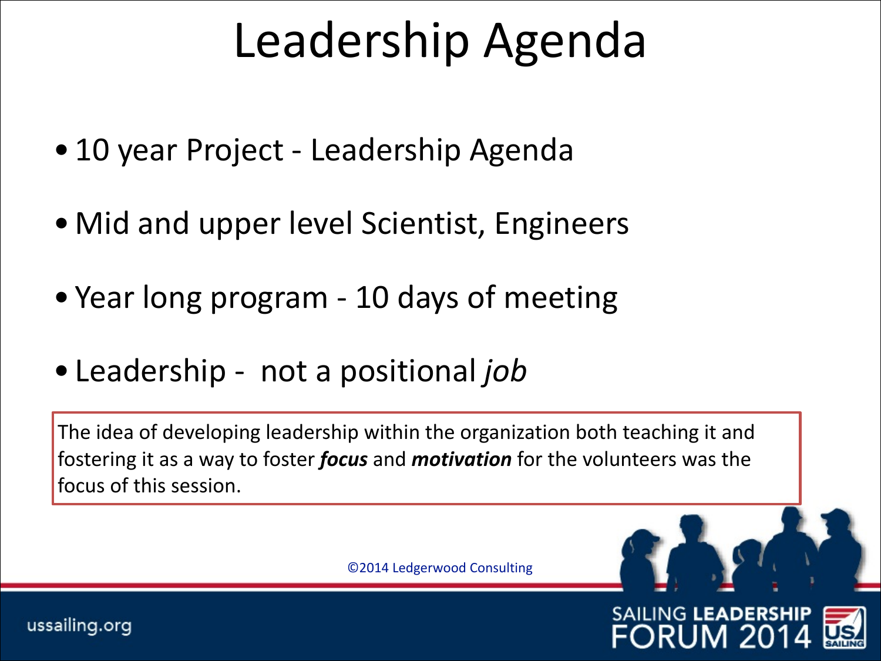# Leadership Agenda

- 10 year Project - Leadership Agenda
- Mid and upper level Scientist, Engineers
- Year long program - 10 days of meeting
- Leadership - not a positional *job*

The idea of developing leadership within the organization both teaching it and fostering it as a way to foster ***focus*** and ***motivation*** for the volunteers was the focus of this session.

©2014 Ledgerwood Consulting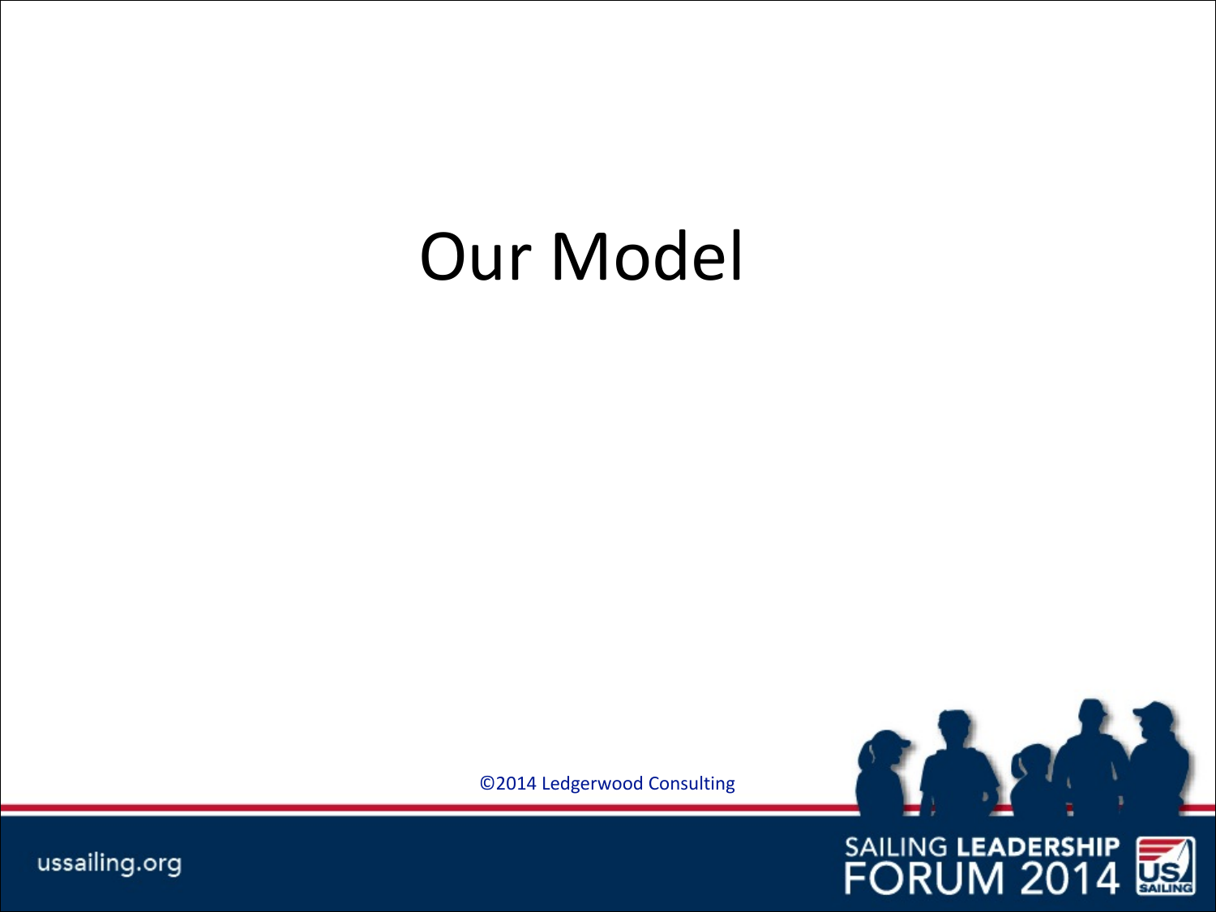# Our Model

©2014 Ledgerwood Consulting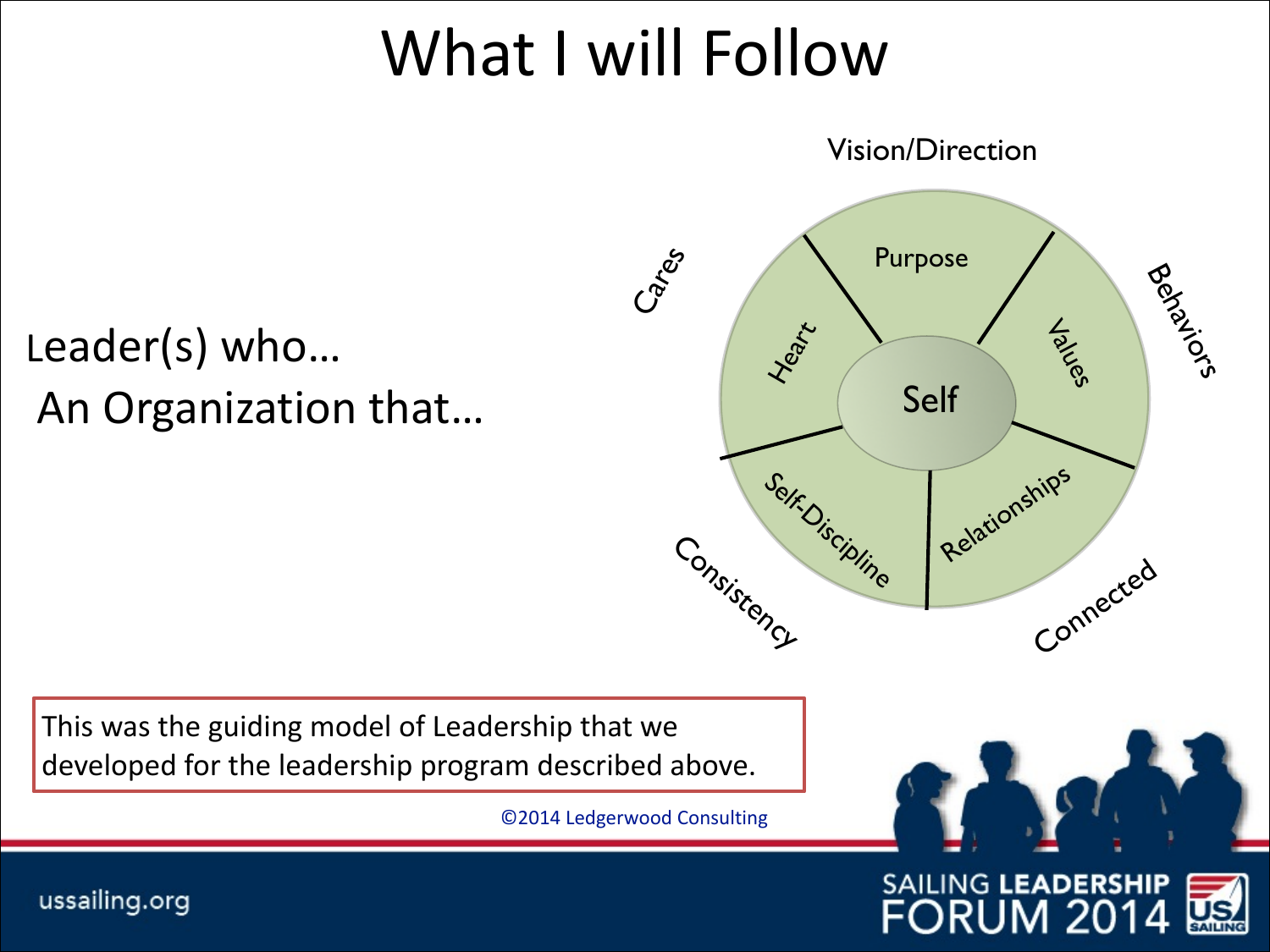# What I will Follow

Leader(s) who…

An Organization that…

Vision/Direction

Cares

Behaviors

Purpose

Heart

Values

Self

Self-Discipline

Relationships

Consistency

Connected

This was the guiding model of Leadership that we developed for the leadership program described above.

©2014 Ledgerwood Consulting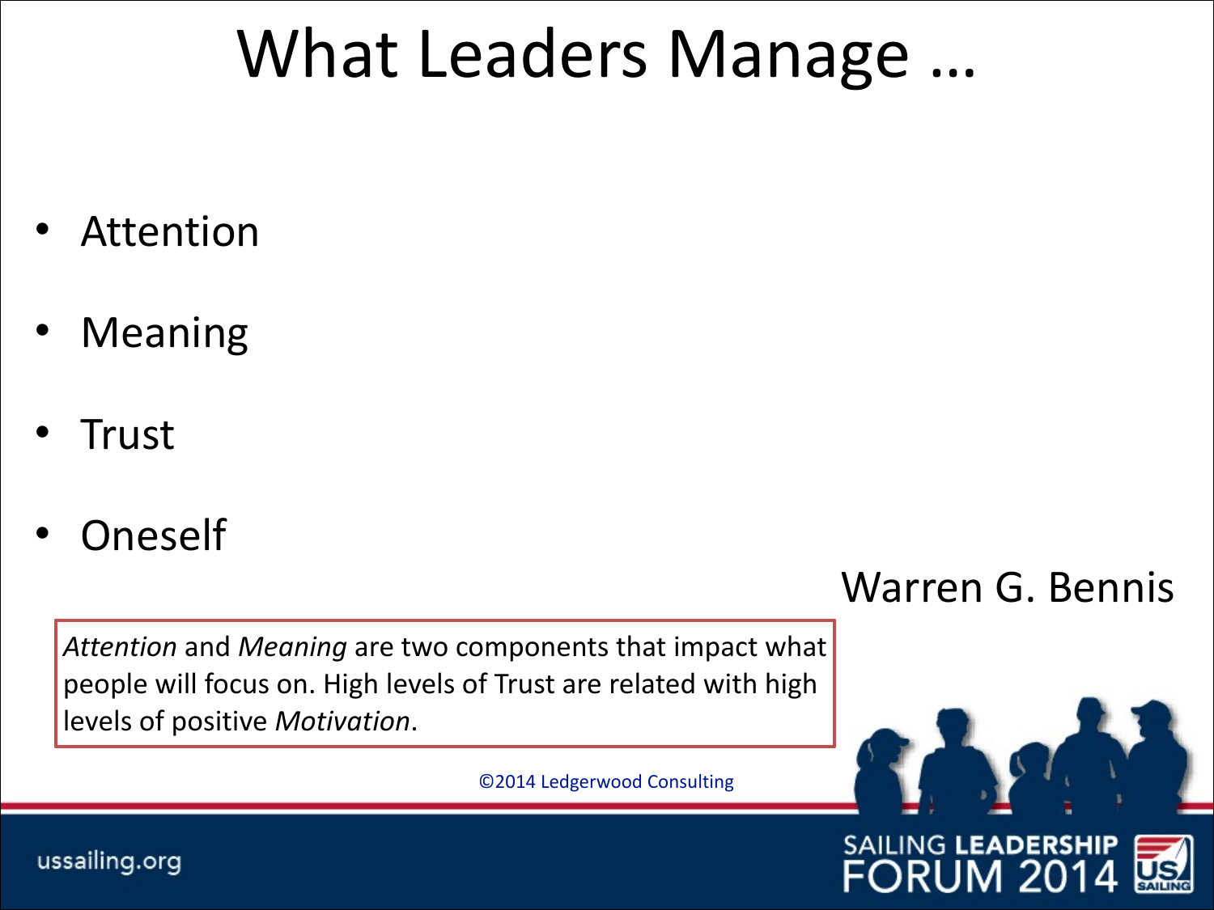# What Leaders Manage …

- Attention
- Meaning
- Trust
- Oneself

Warren G. Bennis

*Attention* and *Meaning* are two components that impact what people will focus on. High levels of Trust are related with high levels of positive *Motivation*.

©2014 Ledgerwood Consulting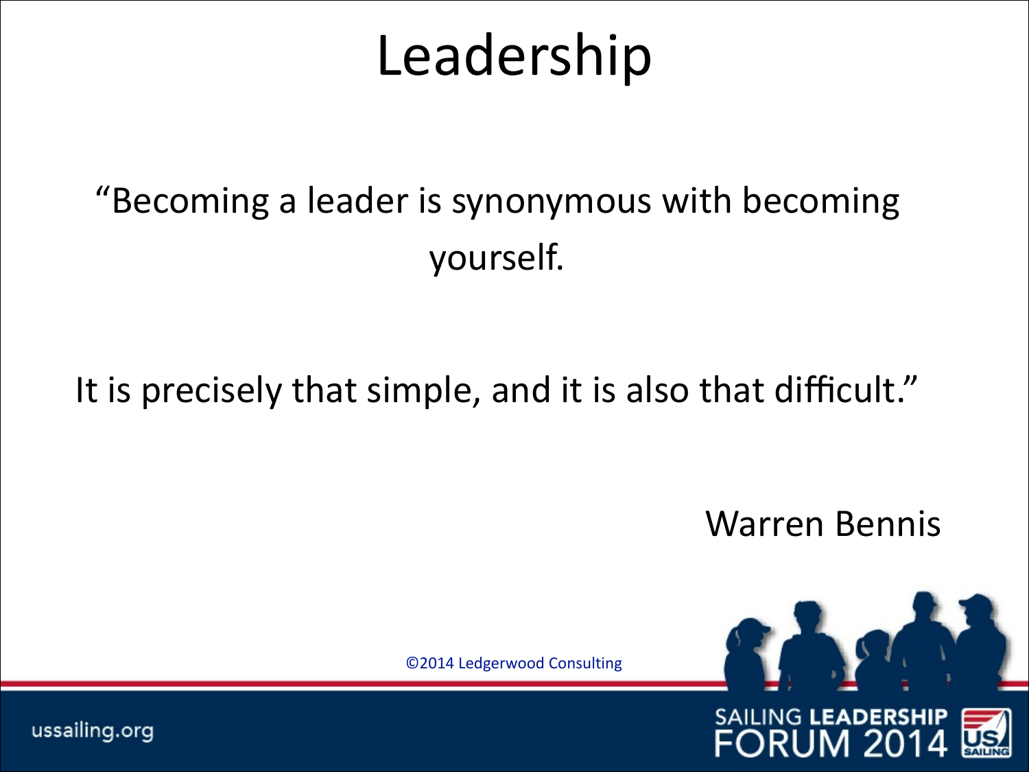# Leadership

"Becoming a leader is synonymous with becoming yourself.

It is precisely that simple, and it is also that difficult."

Warren Bennis

©2014 Ledgerwood Consulting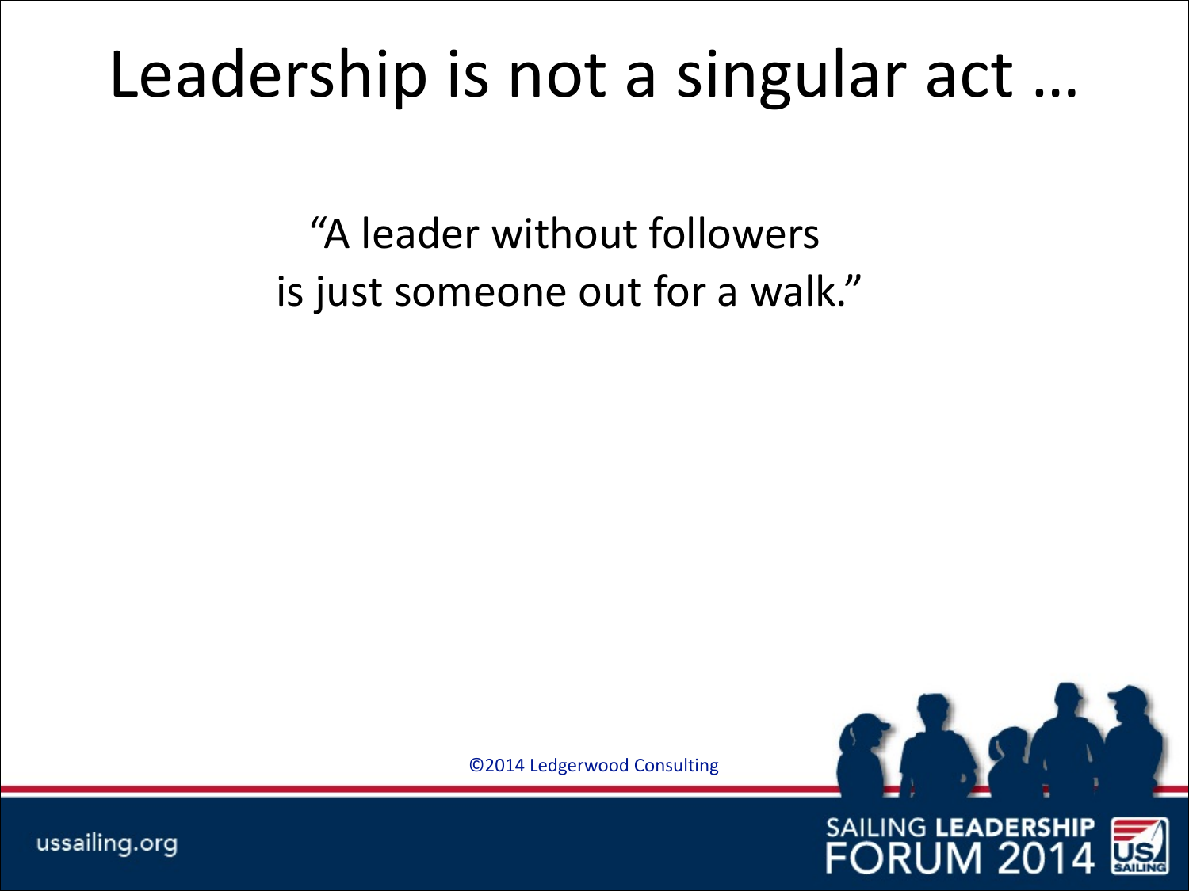# Leadership is not a singular act …

"A leader without followers
is just someone out for a walk."

©2014 Ledgerwood Consulting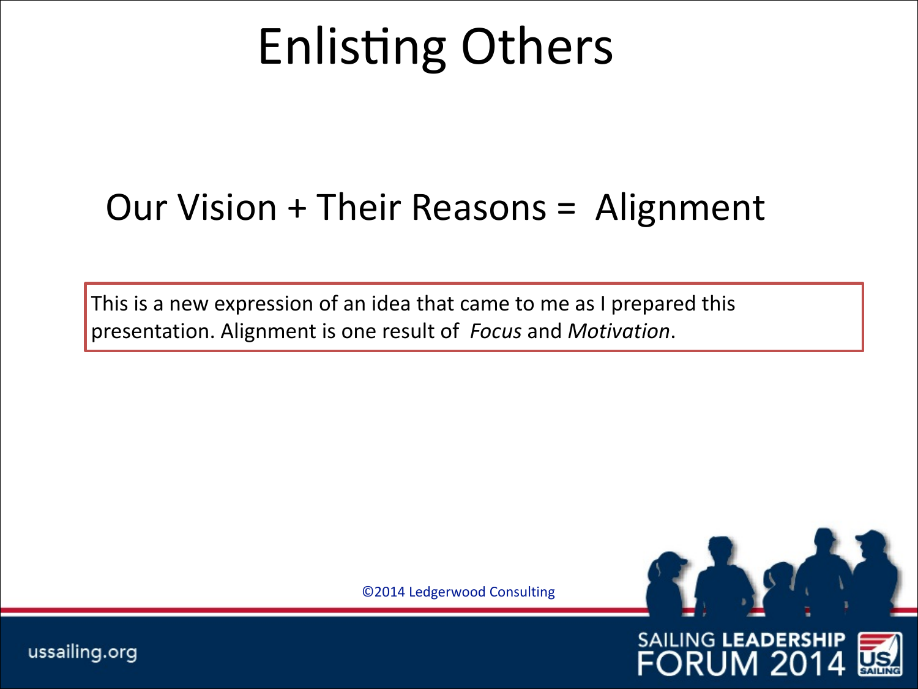# Enlisting Others

Our Vision + Their Reasons = Alignment

This is a new expression of an idea that came to me as I prepared this presentation. Alignment is one result of *Focus* and *Motivation*.

©2014 Ledgerwood Consulting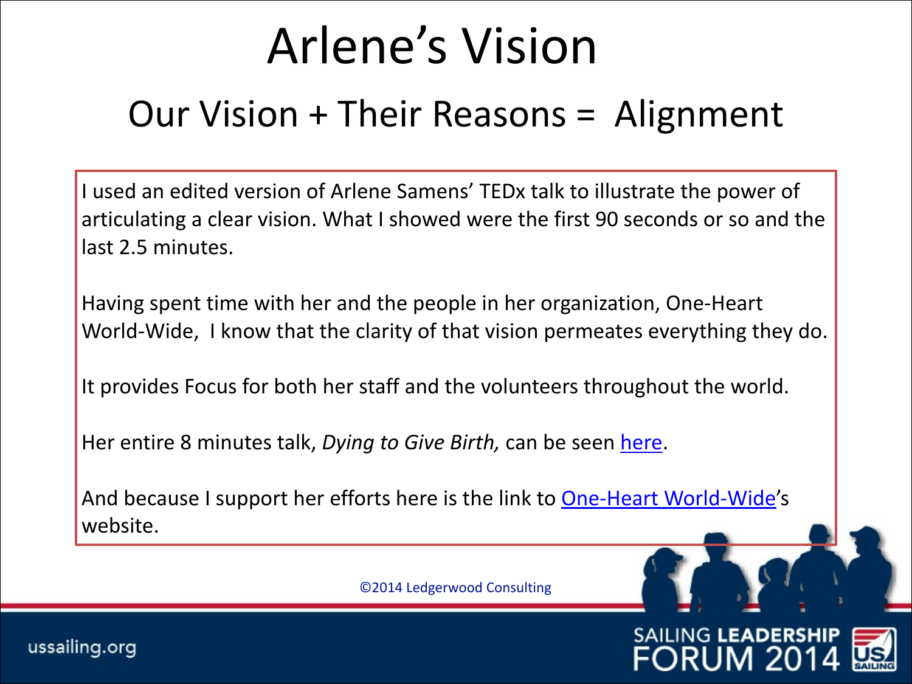# Arlene's Vision

## Our Vision + Their Reasons = Alignment

I used an edited version of Arlene Samens' TEDx talk to illustrate the power of articulating a clear vision. What I showed were the first 90 seconds or so and the last 2.5 minutes.

Having spent time with her and the people in her organization, One-Heart World-Wide, I know that the clarity of that vision permeates everything they do.

It provides Focus for both her staff and the volunteers throughout the world.

Her entire 8 minutes talk, *Dying to Give Birth,* can be seen here.

And because I support her efforts here is the link to One-Heart World-Wide's website.

©2014 Ledgerwood Consulting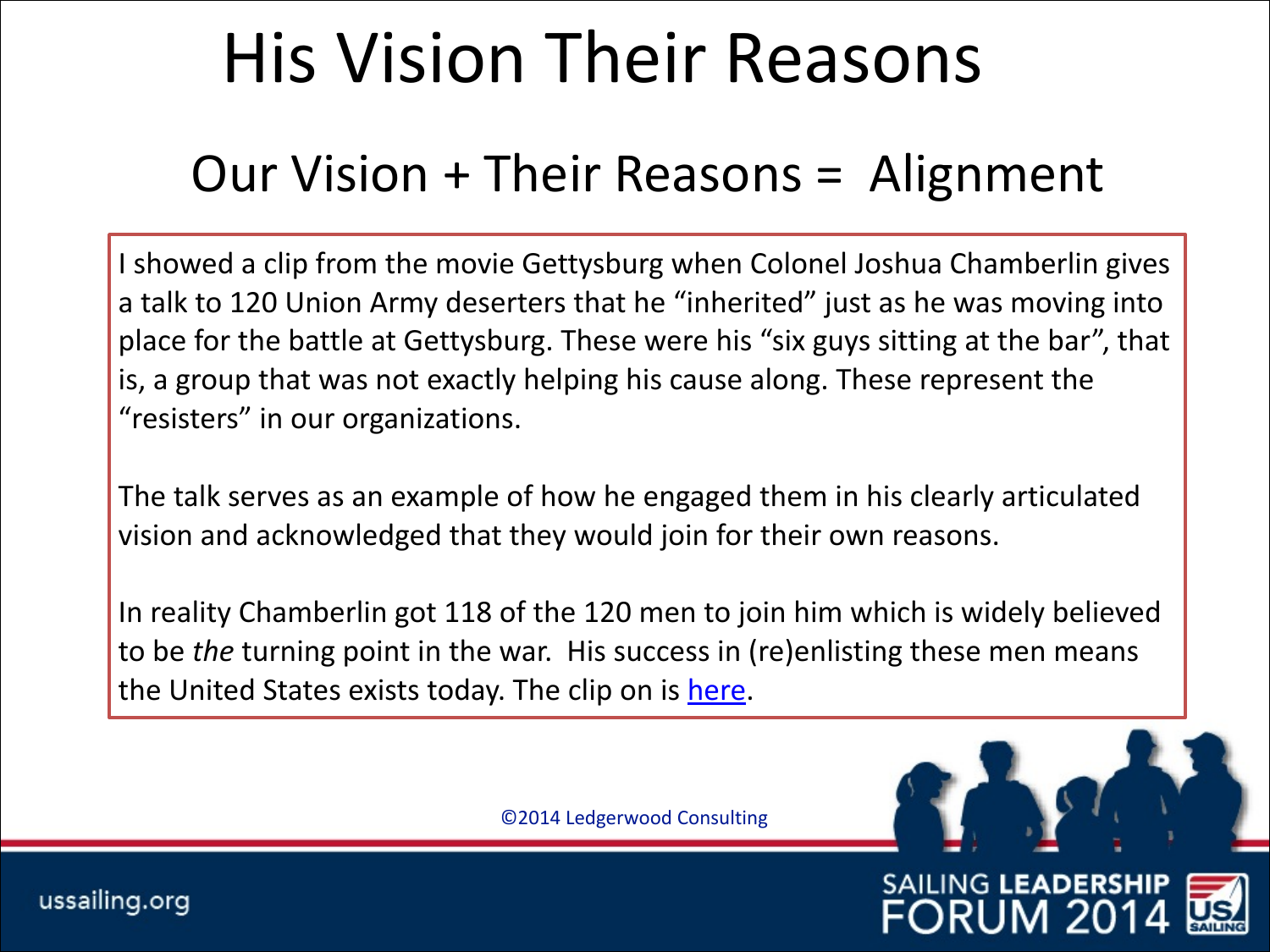# His Vision Their Reasons

## Our Vision + Their Reasons = Alignment

I showed a clip from the movie Gettysburg when Colonel Joshua Chamberlin gives a talk to 120 Union Army deserters that he "inherited" just as he was moving into place for the battle at Gettysburg. These were his "six guys sitting at the bar", that is, a group that was not exactly helping his cause along. These represent the "resisters" in our organizations.

The talk serves as an example of how he engaged them in his clearly articulated vision and acknowledged that they would join for their own reasons.

In reality Chamberlin got 118 of the 120 men to join him which is widely believed to be *the* turning point in the war. His success in (re)enlisting these men means the United States exists today. The clip on is here.

©2014 Ledgerwood Consulting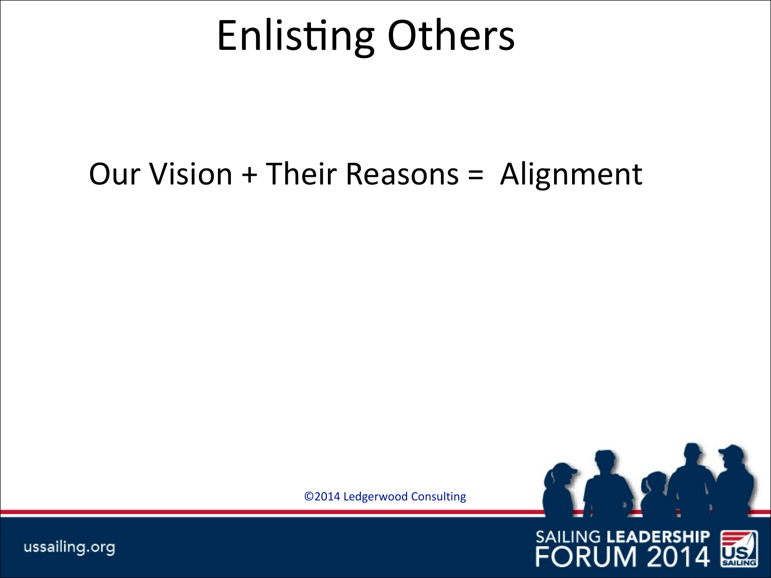# Enlisting Others

Our Vision + Their Reasons = Alignment

©2014 Ledgerwood Consulting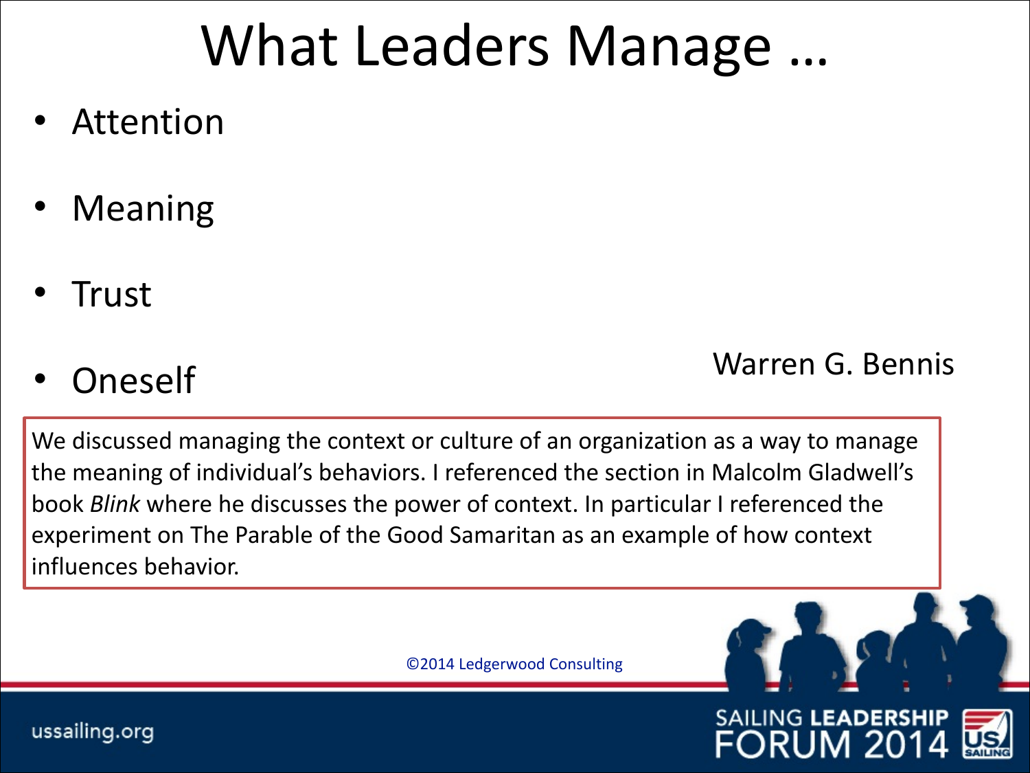# What Leaders Manage …

- Attention
- Meaning
- Trust
- Oneself

Warren G. Bennis

We discussed managing the context or culture of an organization as a way to manage the meaning of individual's behaviors. I referenced the section in Malcolm Gladwell's book *Blink* where he discusses the power of context. In particular I referenced the experiment on The Parable of the Good Samaritan as an example of how context influences behavior.

©2014 Ledgerwood Consulting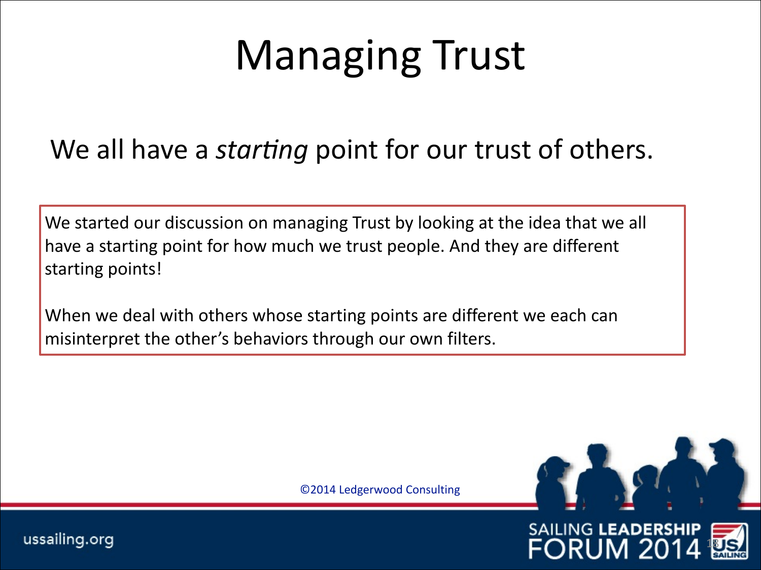# Managing Trust

We all have a *starting* point for our trust of others.

We started our discussion on managing Trust by looking at the idea that we all have a starting point for how much we trust people. And they are different starting points!

When we deal with others whose starting points are different we each can misinterpret the other's behaviors through our own filters.

©2014 Ledgerwood Consulting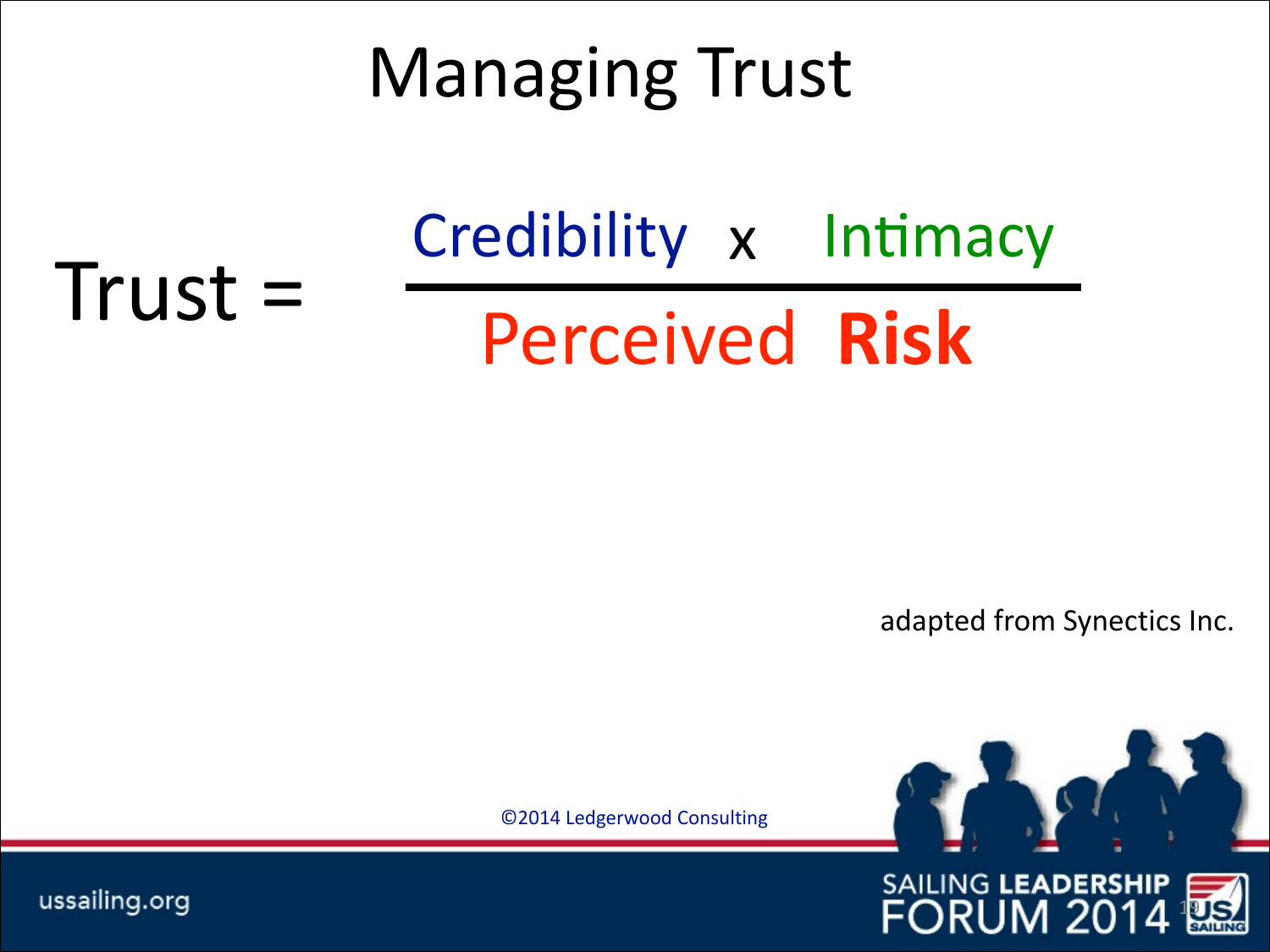# Managing Trust

$$\text{Trust} = \frac{\text{Credibility} \times \text{Intimacy}}{\text{Perceived } \textbf{Risk}}$$

adapted from Synectics Inc.

©2014 Ledgerwood Consulting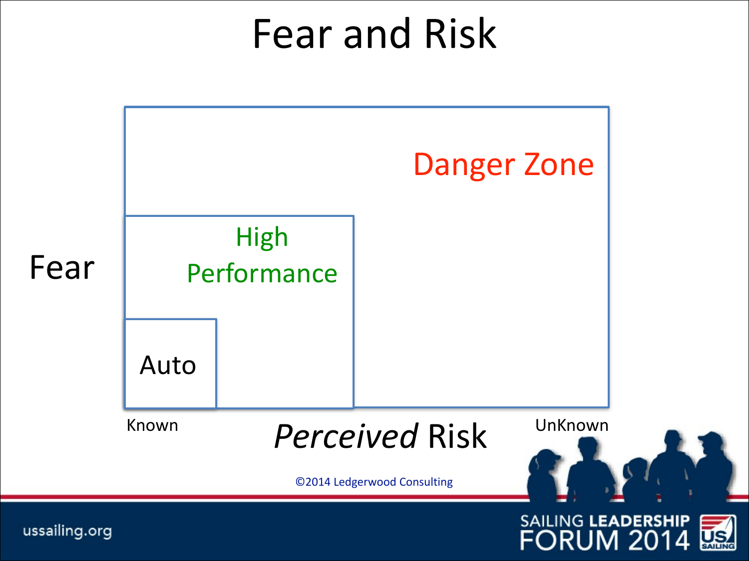# Fear and Risk

Danger Zone

High Performance

Auto

Fear

Known

*Perceived* Risk

UnKnown

©2014 Ledgerwood Consulting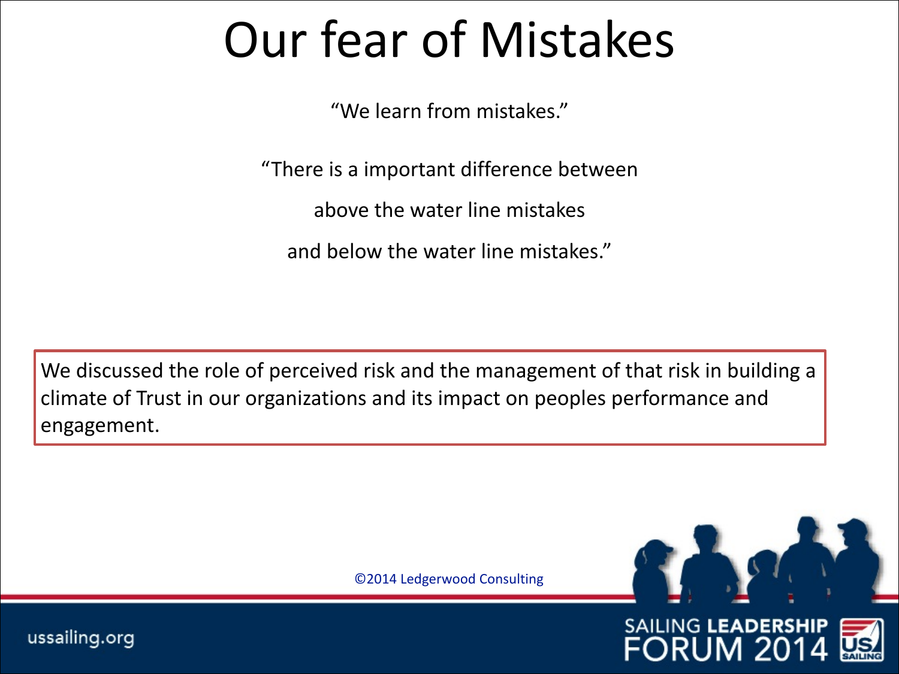# Our fear of Mistakes

"We learn from mistakes."

"There is a important difference between

above the water line mistakes

and below the water line mistakes."

We discussed the role of perceived risk and the management of that risk in building a climate of Trust in our organizations and its impact on peoples performance and engagement.

©2014 Ledgerwood Consulting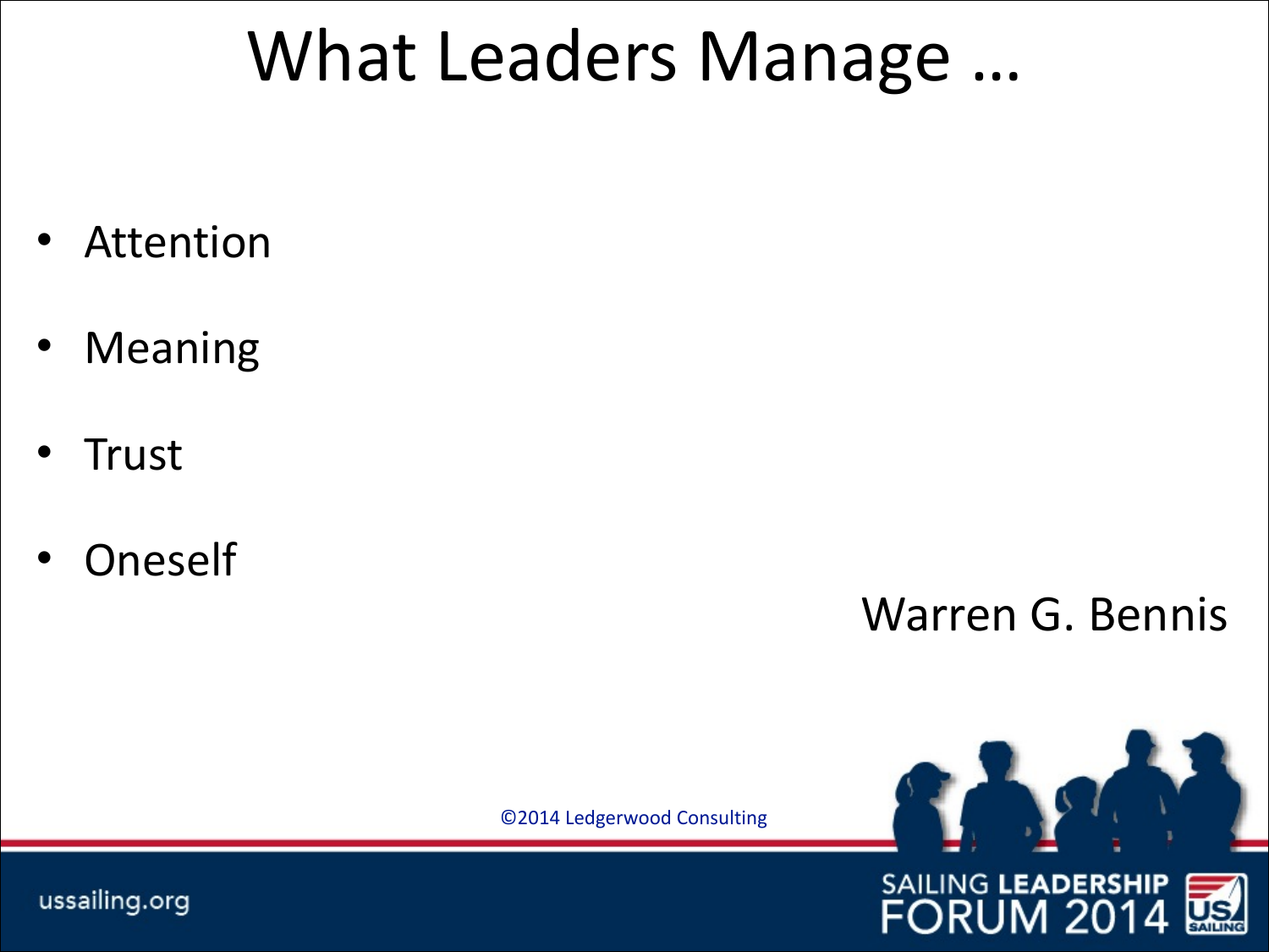# What Leaders Manage …

- Attention
- Meaning
- Trust
- Oneself

Warren G. Bennis

©2014 Ledgerwood Consulting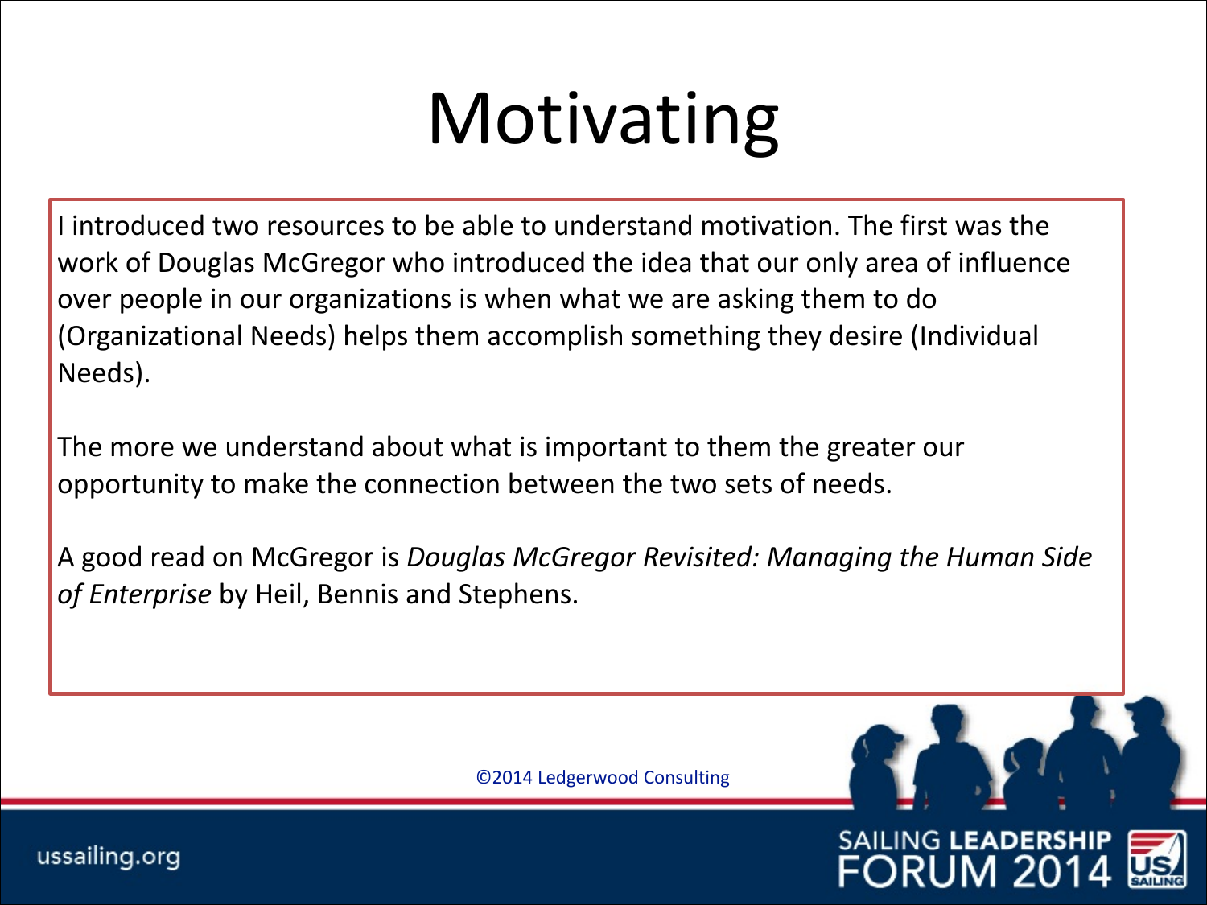# Motivating

I introduced two resources to be able to understand motivation. The first was the work of Douglas McGregor who introduced the idea that our only area of influence over people in our organizations is when what we are asking them to do (Organizational Needs) helps them accomplish something they desire (Individual Needs).

The more we understand about what is important to them the greater our opportunity to make the connection between the two sets of needs.

A good read on McGregor is *Douglas McGregor Revisited: Managing the Human Side of Enterprise* by Heil, Bennis and Stephens.

©2014 Ledgerwood Consulting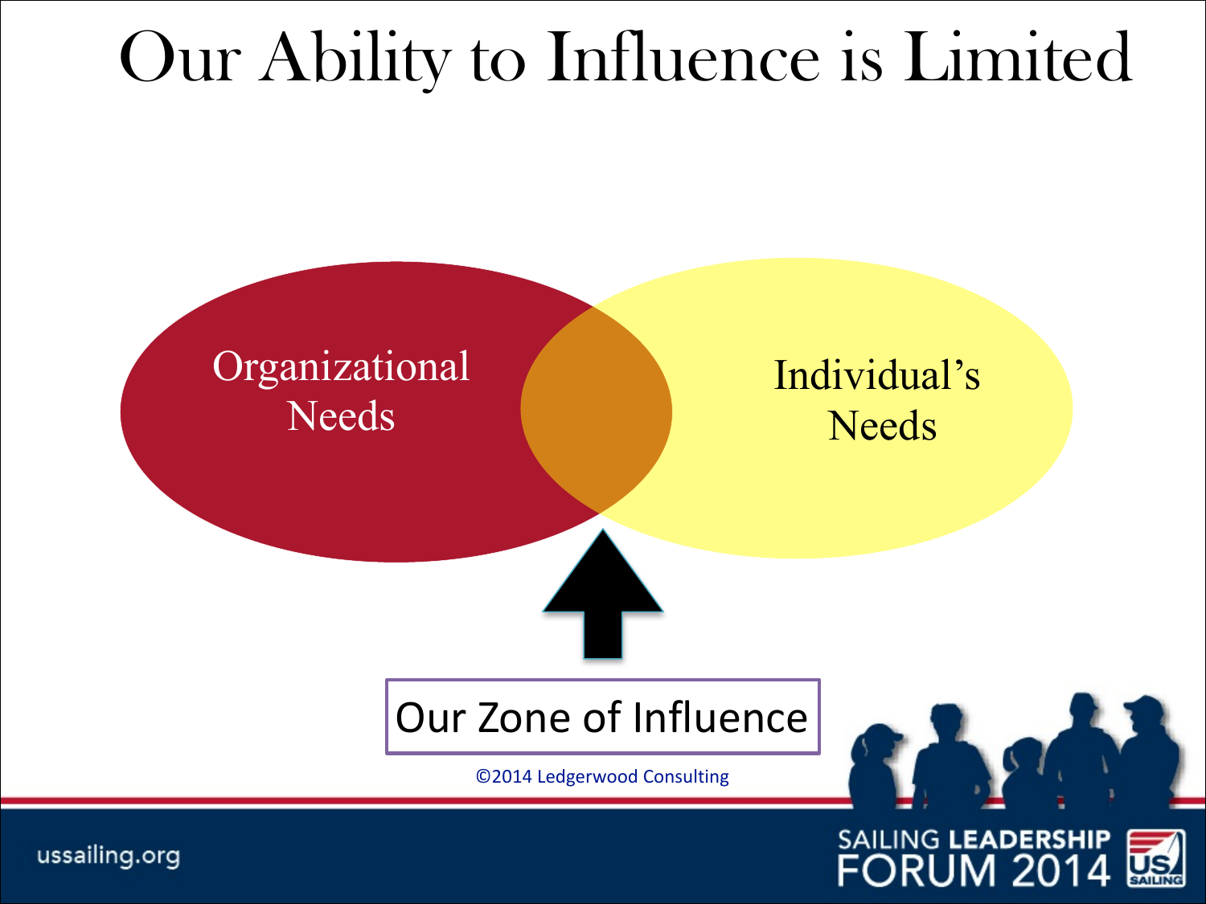# Our Ability to Influence is Limited

Organizational Needs

Individual's Needs

Our Zone of Influence

©2014 Ledgerwood Consulting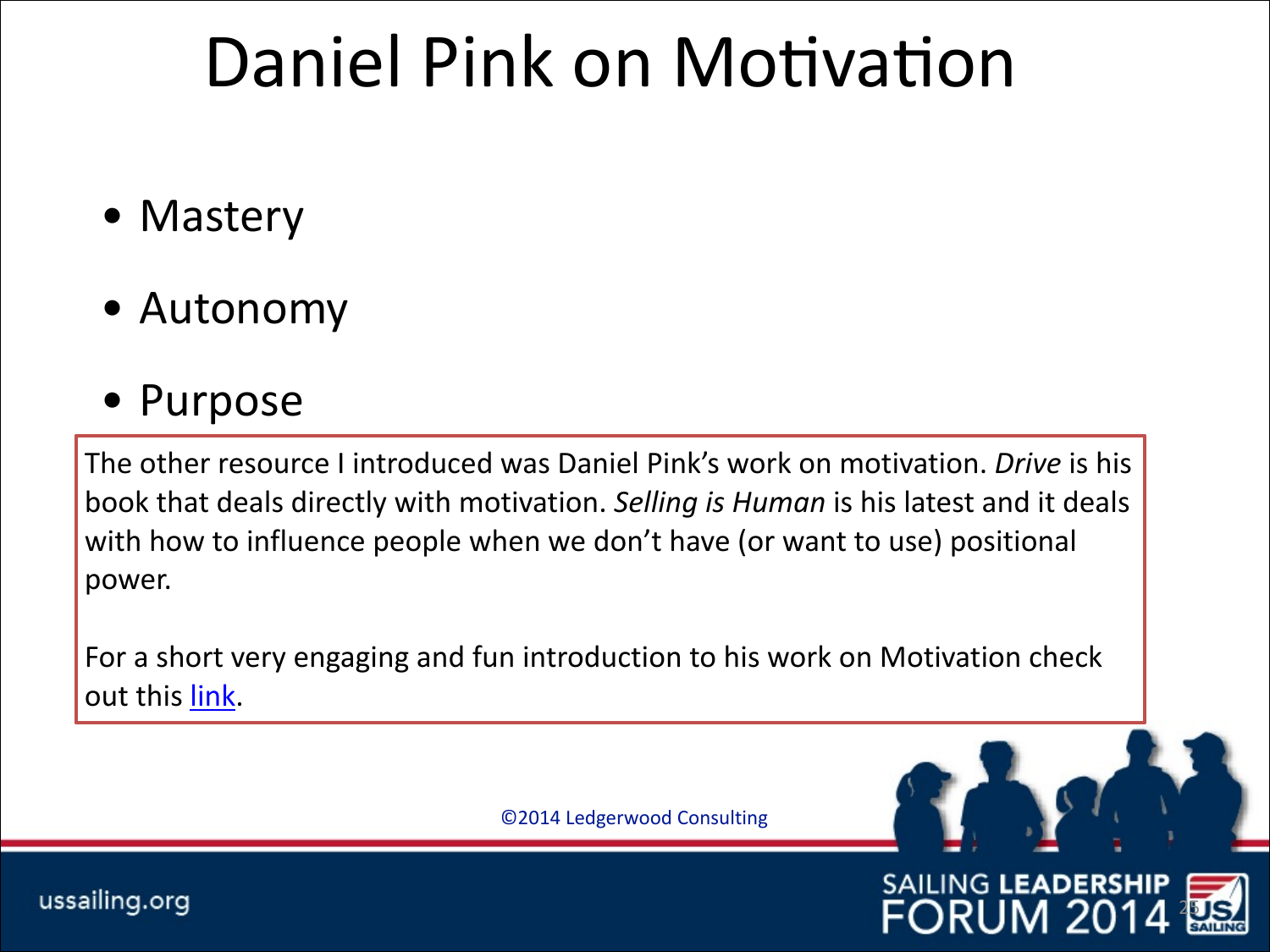# Daniel Pink on Motivation

- Mastery
- Autonomy
- Purpose

The other resource I introduced was Daniel Pink's work on motivation. *Drive* is his book that deals directly with motivation. *Selling is Human* is his latest and it deals with how to influence people when we don't have (or want to use) positional power.

For a short very engaging and fun introduction to his work on Motivation check out this link.

©2014 Ledgerwood Consulting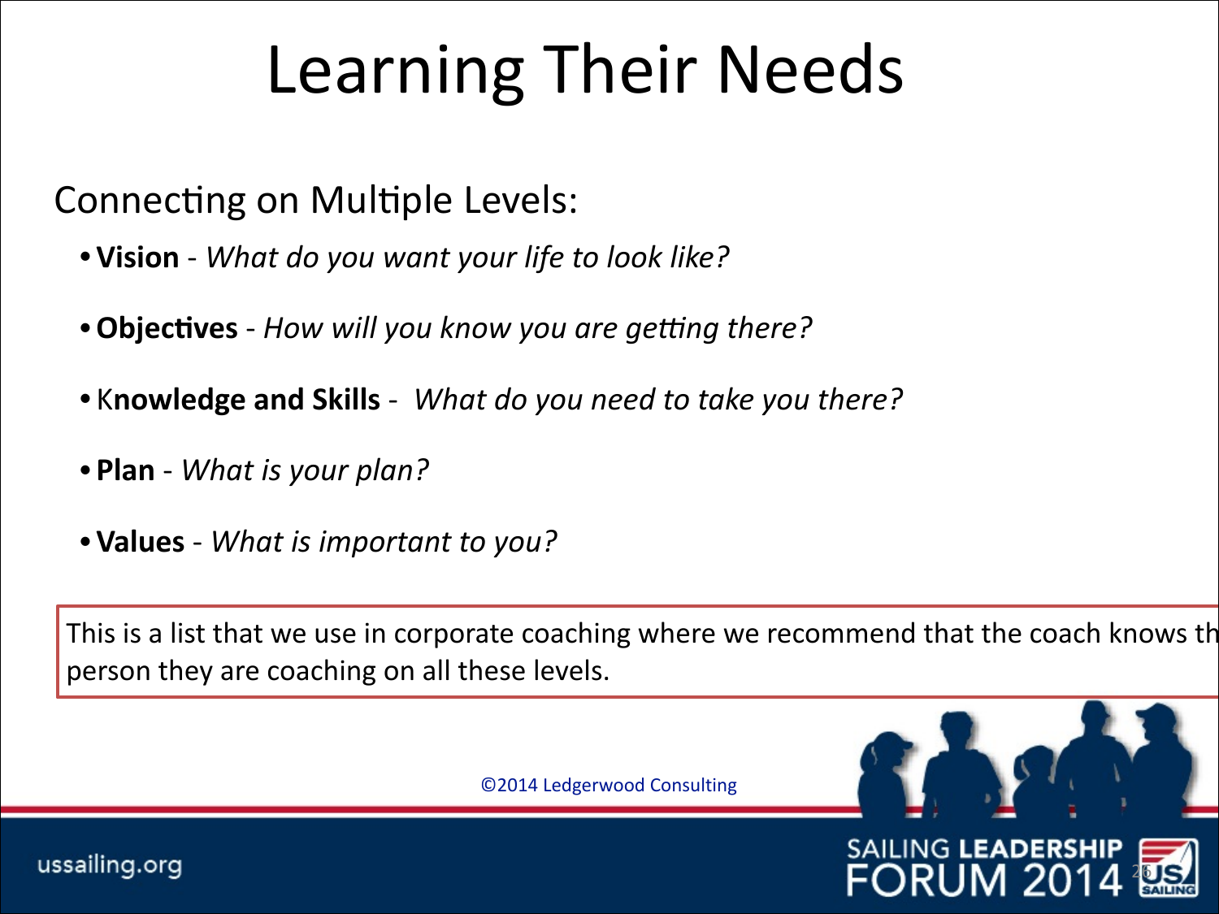# Learning Their Needs

Connecting on Multiple Levels:

- **Vision** - *What do you want your life to look like?*
- **Objectives** - *How will you know you are getting there?*
- K**nowledge and Skills** - *What do you need to take you there?*
- **Plan** - *What is your plan?*
- **Values** - *What is important to you?*

This is a list that we use in corporate coaching where we recommend that the coach knows th person they are coaching on all these levels.

©2014 Ledgerwood Consulting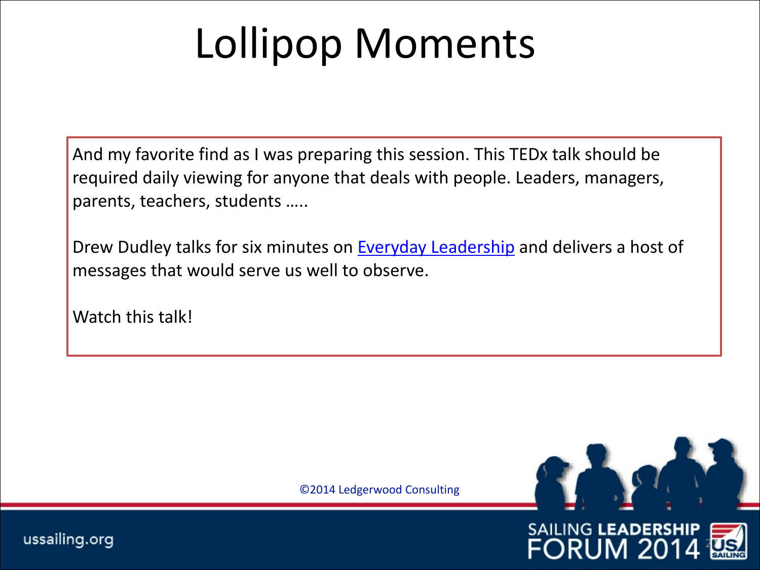# Lollipop Moments

And my favorite find as I was preparing this session. This TEDx talk should be required daily viewing for anyone that deals with people. Leaders, managers, parents, teachers, students …..

Drew Dudley talks for six minutes on Everyday Leadership and delivers a host of messages that would serve us well to observe.

Watch this talk!

©2014 Ledgerwood Consulting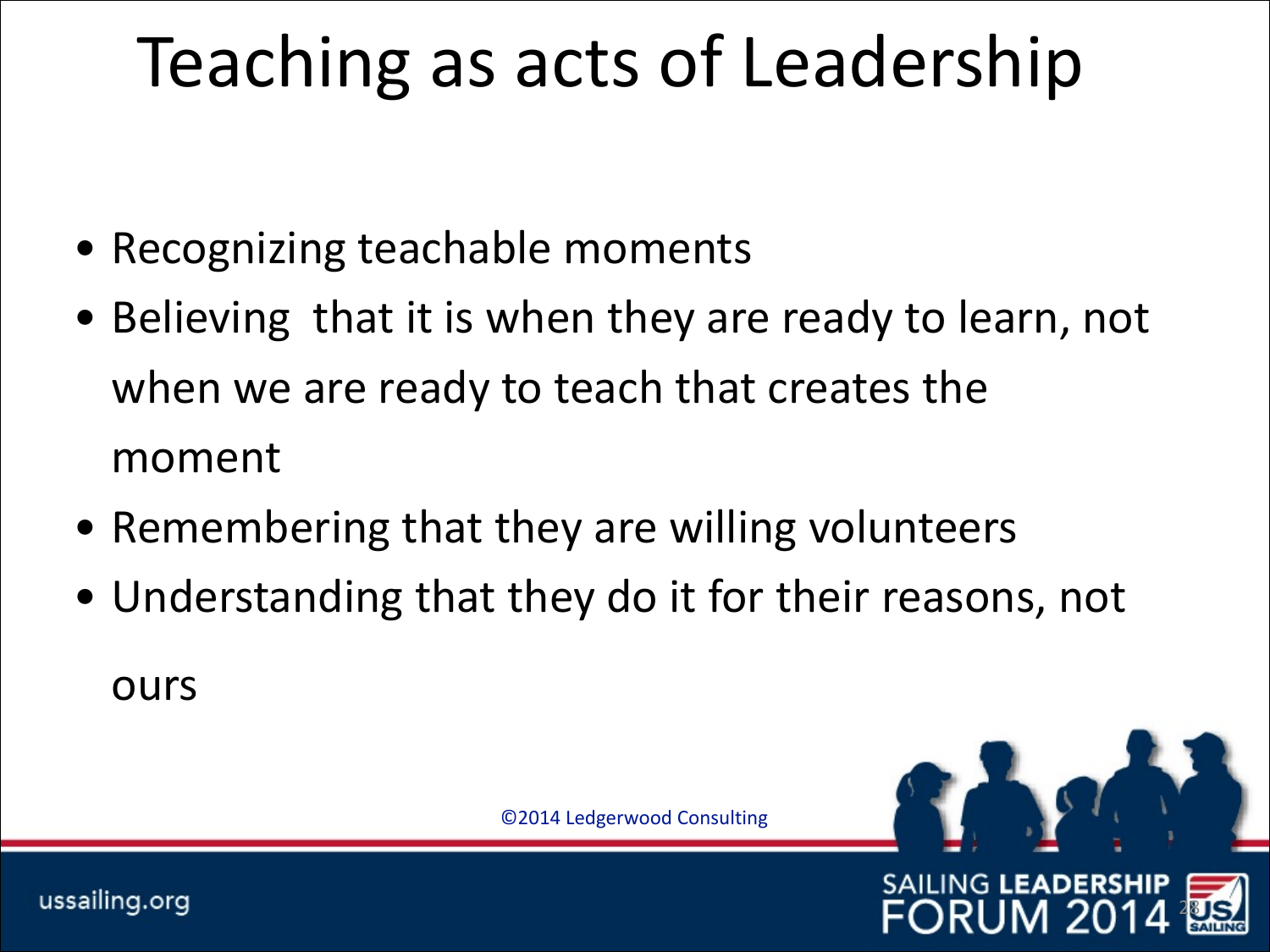# Teaching as acts of Leadership

- Recognizing teachable moments
- Believing  that it is when they are ready to learn, not when we are ready to teach that creates the moment
- Remembering that they are willing volunteers
- Understanding that they do it for their reasons, not ours

©2014 Ledgerwood Consulting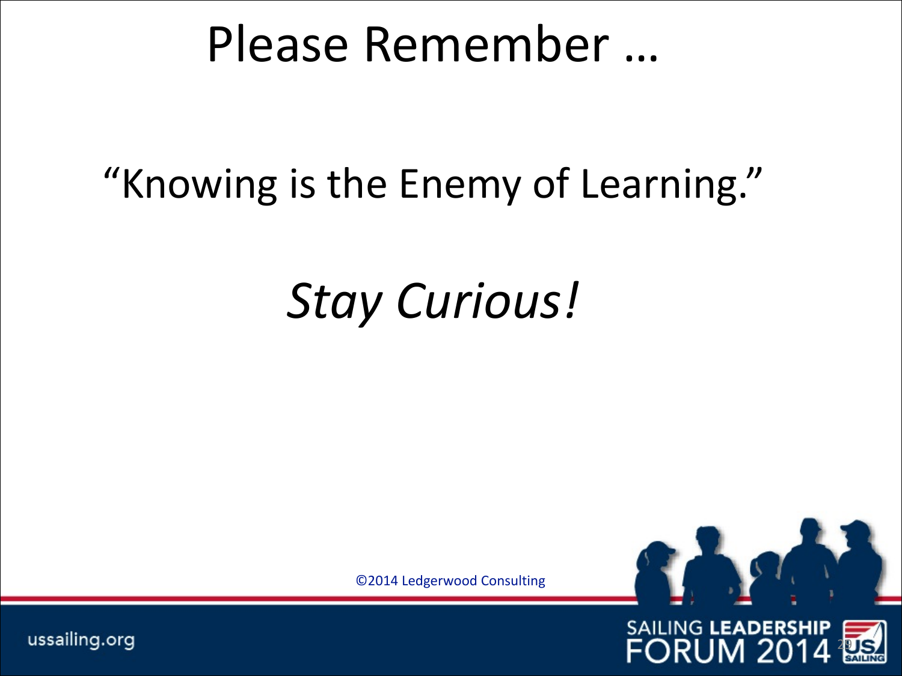# Please Remember …

"Knowing is the Enemy of Learning."

*Stay Curious!*

©2014 Ledgerwood Consulting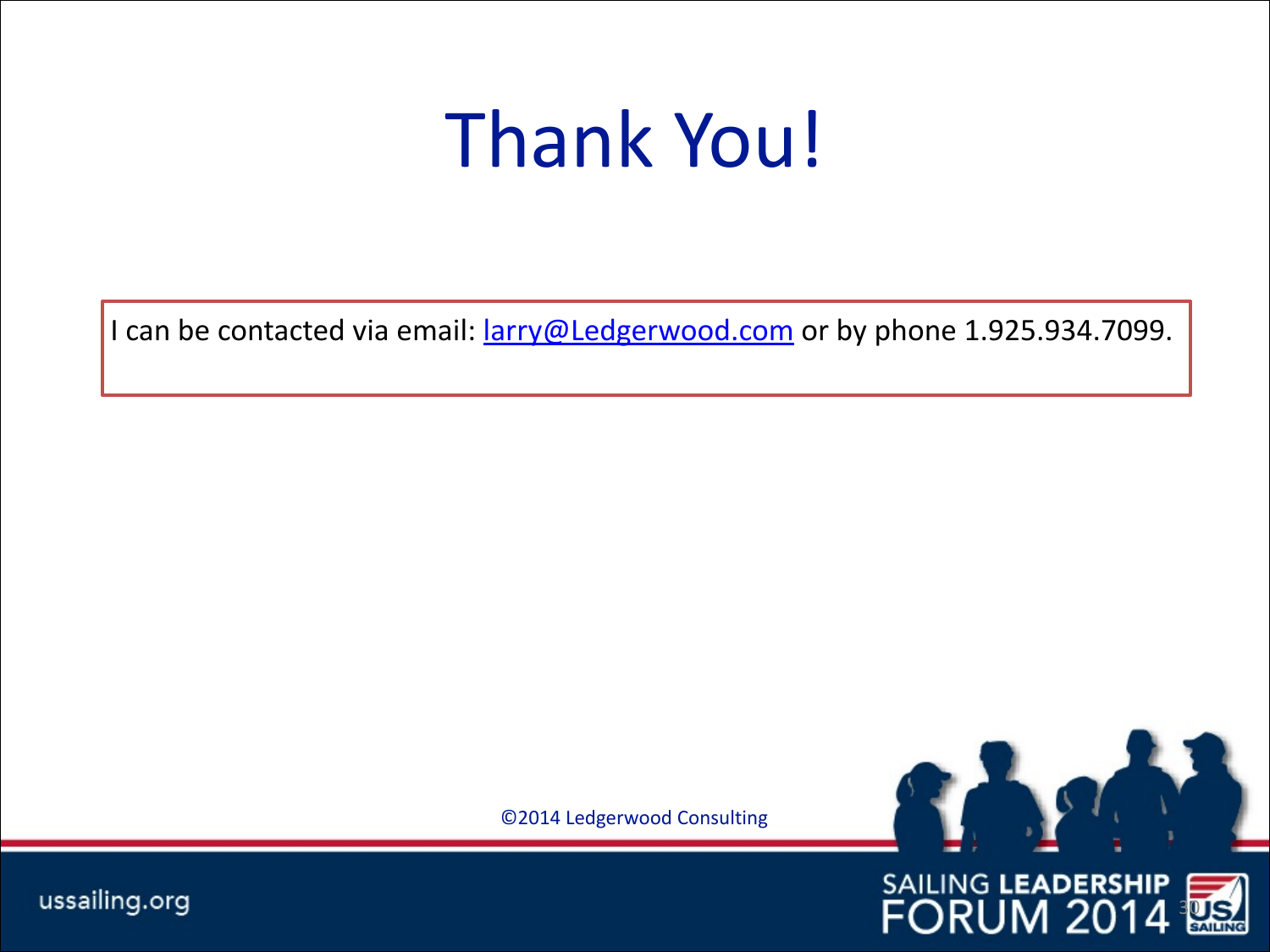# Thank You!

I can be contacted via email: larry@Ledgerwood.com or by phone 1.925.934.7099.

©2014 Ledgerwood Consulting